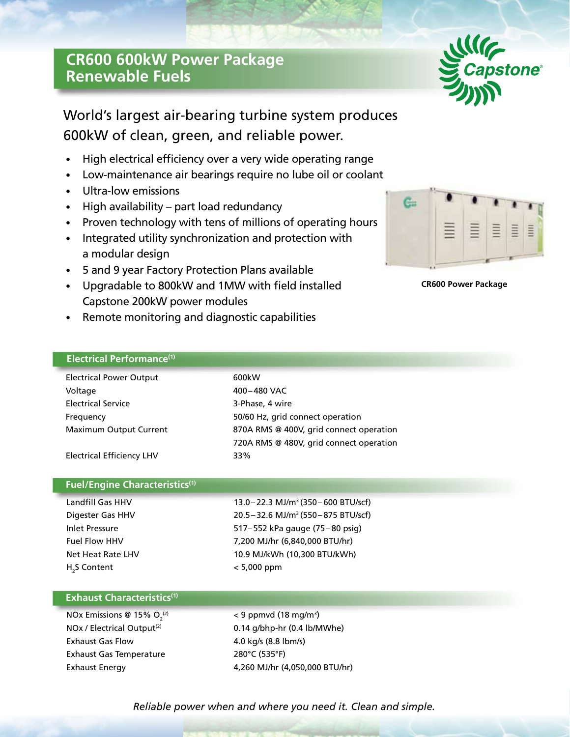# CR600 600kW Power Package
# Renewable Fuels

World's largest air-bearing turbine system produces 600kW of clean, green, and reliable power.

- High electrical efficiency over a very wide operating range
- Low-maintenance air bearings require no lube oil or coolant
- Ultra-low emissions
- High availability – part load redundancy
- Proven technology with tens of millions of operating hours
- Integrated utility synchronization and protection with a modular design
- 5 and 9 year Factory Protection Plans available
- Upgradable to 800kW and 1MW with field installed Capstone 200kW power modules
- Remote monitoring and diagnostic capabilities

CR600 Power Package

## Electrical Performance[1]

| | |
|---|---|
| Electrical Power Output | 600kW |
| Voltage | 400 – 480 VAC |
| Electrical Service | 3-Phase, 4 wire |
| Frequency | 50/60 Hz, grid connect operation |
| Maximum Output Current | 870A RMS @ 400V, grid connect operation<br>720A RMS @ 480V, grid connect operation |
| Electrical Efficiency LHV | 33% |

## Fuel/Engine Characteristics[1]

| | |
|---|---|
| Landfill Gas HHV | 13.0 – 22.3 MJ/m$^3$ (350 – 600 BTU/scf) |
| Digester Gas HHV | 20.5 – 32.6 MJ/m$^3$ (550 – 875 BTU/scf) |
| Inlet Pressure | 517 – 552 kPa gauge (75 – 80 psig) |
| Fuel Flow HHV | 7,200 MJ/hr (6,840,000 BTU/hr) |
| Net Heat Rate LHV | 10.9 MJ/kWh (10,300 BTU/kWh) |
| $H_2S$ Content | < 5,000 ppm |

## Exhaust Characteristics[1]

| | |
|---|---|
| NOx Emissions @ 15% $O_2$[2] | < 9 ppmvd (18 mg/m$^3$) |
| NOx / Electrical Output[2] | 0.14 g/bhp-hr (0.4 lb/MWhe) |
| Exhaust Gas Flow | 4.0 kg/s (8.8 lbm/s) |
| Exhaust Gas Temperature | 280°C (535°F) |
| Exhaust Energy | 4,260 MJ/hr (4,050,000 BTU/hr) |

*Reliable power when and where you need it. Clean and simple.*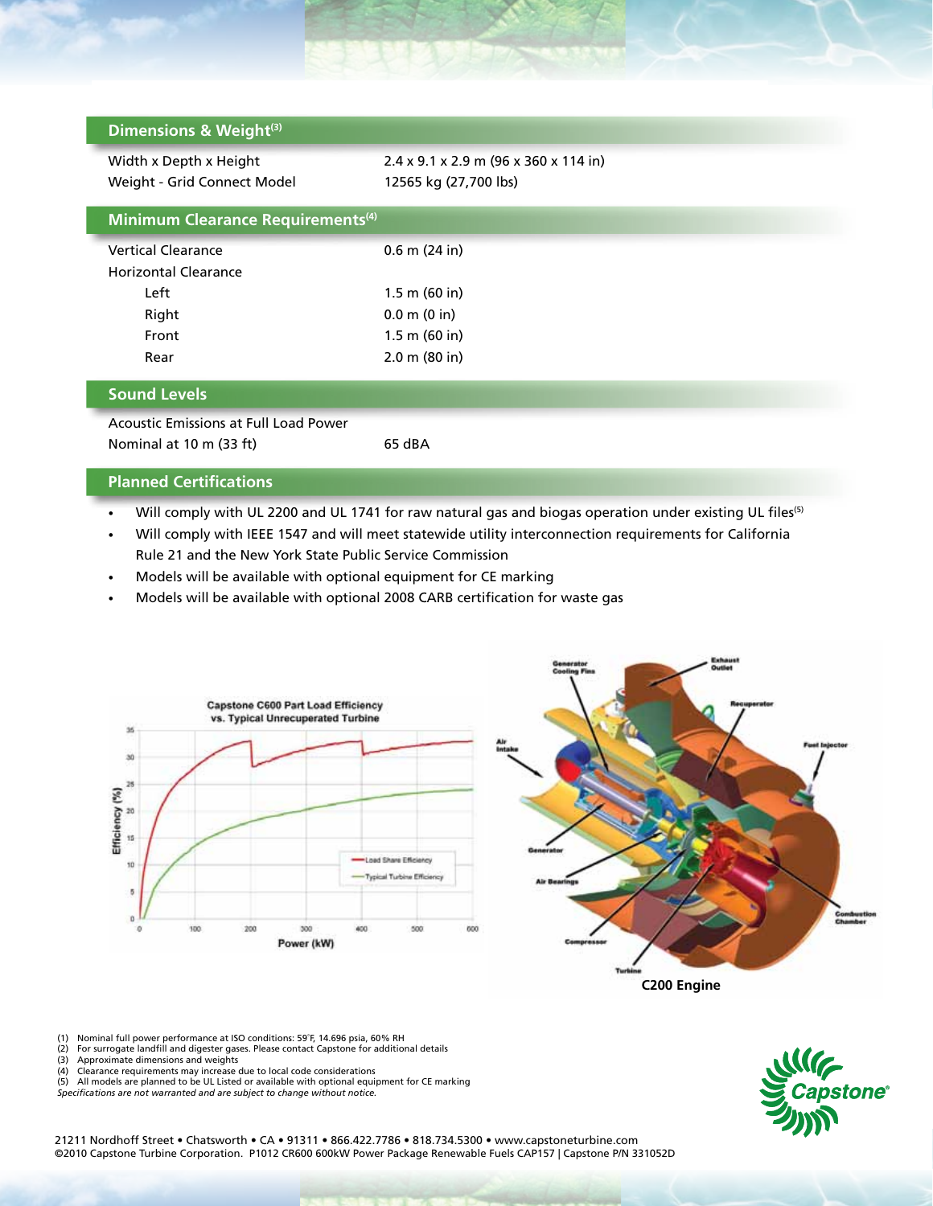## Dimensions & Weight[3]

| | |
|---|---|
| Width x Depth x Height | 2.4 x 9.1 x 2.9 m (96 x 360 x 114 in) |
| Weight - Grid Connect Model | 12565 kg (27,700 lbs) |

## Minimum Clearance Requirements[4]

| | |
|---|---|
| Vertical Clearance | 0.6 m (24 in) |
| Horizontal Clearance | |
| Left | 1.5 m (60 in) |
| Right | 0.0 m (0 in) |
| Front | 1.5 m (60 in) |
| Rear | 2.0 m (80 in) |

## Sound Levels

| | |
|---|---|
| Acoustic Emissions at Full Load Power | |
| Nominal at 10 m (33 ft) | 65 dBA |

## Planned Certifications

- Will comply with UL 2200 and UL 1741 for raw natural gas and biogas operation under existing UL files[5]
- Will comply with IEEE 1547 and will meet statewide utility interconnection requirements for California Rule 21 and the New York State Public Service Commission
- Models will be available with optional equipment for CE marking
- Models will be available with optional 2008 CARB certification for waste gas

Capstone C600 Part Load Efficiency vs. Typical Unrecuperated Turbine

Efficiency (%)

35
30
25
20
15
10
5
0

0 100 200 300 400 500 600

Power (kW)

Load Share Efficiency
Typical Turbine Efficiency

Generator Cooling Fins
Exhaust Outlet
Recuperator
Air Intake
Fuel Injector
Generator
Air Bearings
Combustion Chamber
Compressor
Turbine

C200 Engine

(1) Nominal full power performance at ISO conditions: 59˚F, 14.696 psia, 60% RH
(2) For surrogate landfill and digester gases. Please contact Capstone for additional details
(3) Approximate dimensions and weights
(4) Clearance requirements may increase due to local code considerations
(5) All models are planned to be UL Listed or available with optional equipment for CE marking

*Specifications are not warranted and are subject to change without notice.*

21211 Nordhoff Street • Chatsworth • CA • 91311 • 866.422.7786 • 818.734.5300 • www.capstoneturbine.com
©2010 Capstone Turbine Corporation. P1012 CR600 600kW Power Package Renewable Fuels CAP157 | Capstone P/N 331052D